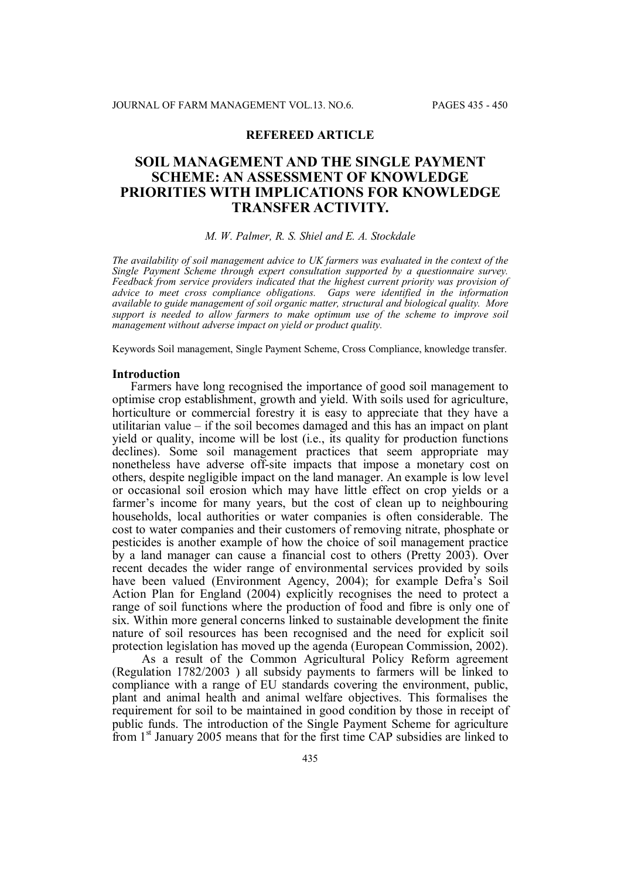**REFEREED ARTICLE**

# SOIL MANAGEMENT AND THE SINGLE PAYMENT SCHEME: AN ASSESSMENT OF KNOWLEDGE PRIORITIES WITH IMPLICATIONS FOR KNOWLEDGE TRANSFER ACTIVITY.

*M. W. Palmer, R. S. Shiel and E. A. Stockdale*

*The availability of soil management advice to UK farmers was evaluated in the context of the Single Payment Scheme through expert consultation supported by a questionnaire survey. Feedback from service providers indicated that the highest current priority was provision of advice to meet cross compliance obligations. Gaps were identified in the information available to guide management of soil organic matter, structural and biological quality. More support is needed to allow farmers to make optimum use of the scheme to improve soil management without adverse impact on yield or product quality.*

Keywords Soil management, Single Payment Scheme, Cross Compliance, knowledge transfer.

## Introduction

Farmers have long recognised the importance of good soil management to optimise crop establishment, growth and yield. With soils used for agriculture, horticulture or commercial forestry it is easy to appreciate that they have a utilitarian value – if the soil becomes damaged and this has an impact on plant yield or quality, income will be lost (i.e., its quality for production functions declines). Some soil management practices that seem appropriate may nonetheless have adverse off-site impacts that impose a monetary cost on others, despite negligible impact on the land manager. An example is low level or occasional soil erosion which may have little effect on crop yields or a farmer's income for many years, but the cost of clean up to neighbouring households, local authorities or water companies is often considerable. The cost to water companies and their customers of removing nitrate, phosphate or pesticides is another example of how the choice of soil management practice by a land manager can cause a financial cost to others (Pretty 2003). Over recent decades the wider range of environmental services provided by soils have been valued (Environment Agency, 2004); for example Defra's Soil Action Plan for England (2004) explicitly recognises the need to protect a range of soil functions where the production of food and fibre is only one of six. Within more general concerns linked to sustainable development the finite nature of soil resources has been recognised and the need for explicit soil protection legislation has moved up the agenda (European Commission, 2002).

As a result of the Common Agricultural Policy Reform agreement (Regulation 1782/2003 ) all subsidy payments to farmers will be linked to compliance with a range of EU standards covering the environment, public, plant and animal health and animal welfare objectives. This formalises the requirement for soil to be maintained in good condition by those in receipt of public funds. The introduction of the Single Payment Scheme for agriculture from 1st January 2005 means that for the first time CAP subsidies are linked to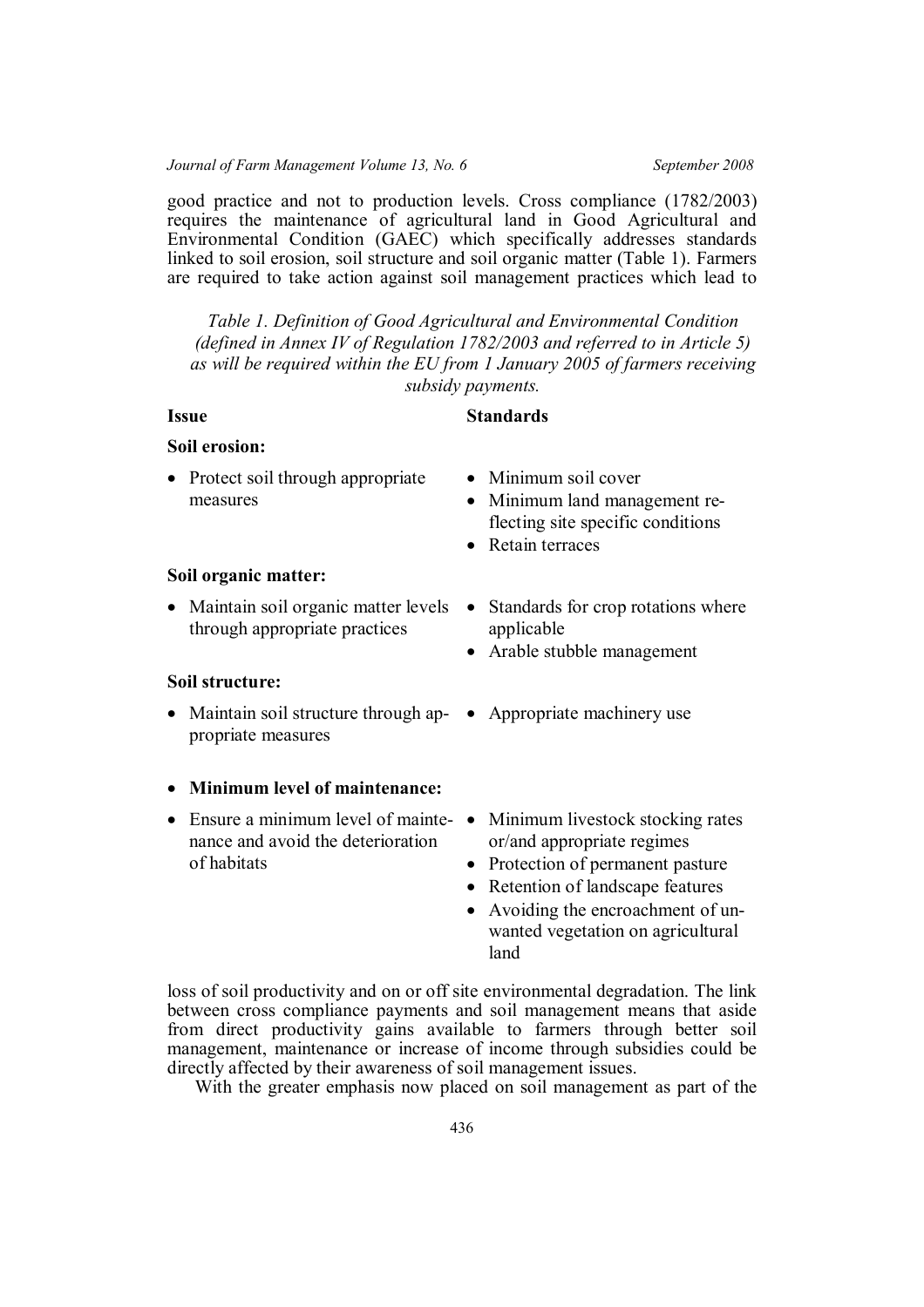good practice and not to production levels. Cross compliance (1782/2003) requires the maintenance of agricultural land in Good Agricultural and Environmental Condition (GAEC) which specifically addresses standards linked to soil erosion, soil structure and soil organic matter (Table 1). Farmers are required to take action against soil management practices which lead to loss of soil productivity and on or off site environmental degradation. The link between cross compliance payments and soil management means that aside from direct productivity gains available to farmers through better soil management, maintenance or increase of income through subsidies could be directly affected by their awareness of soil management issues.

*Table 1. Definition of Good Agricultural and Environmental Condition (defined in Annex IV of Regulation 1782/2003 and referred to in Article 5) as will be required within the EU from 1 January 2005 of farmers receiving subsidy payments.*

| Issue | Standards |
|---|---|
| **Soil erosion:** | |
| • Protect soil through appropriate measures | • Minimum soil cover<br>• Minimum land management reflecting site specific conditions<br>• Retain terraces |
| **Soil organic matter:** | |
| • Maintain soil organic matter levels through appropriate practices | • Standards for crop rotations where applicable<br>• Arable stubble management |
| **Soil structure:** | |
| • Maintain soil structure through appropriate measures | • Appropriate machinery use |
| • **Minimum level of maintenance:** | |
| • Ensure a minimum level of maintenance and avoid the deterioration of habitats | • Minimum livestock stocking rates or/and appropriate regimes<br>• Protection of permanent pasture<br>• Retention of landscape features<br>• Avoiding the encroachment of unwanted vegetation on agricultural land |

With the greater emphasis now placed on soil management as part of the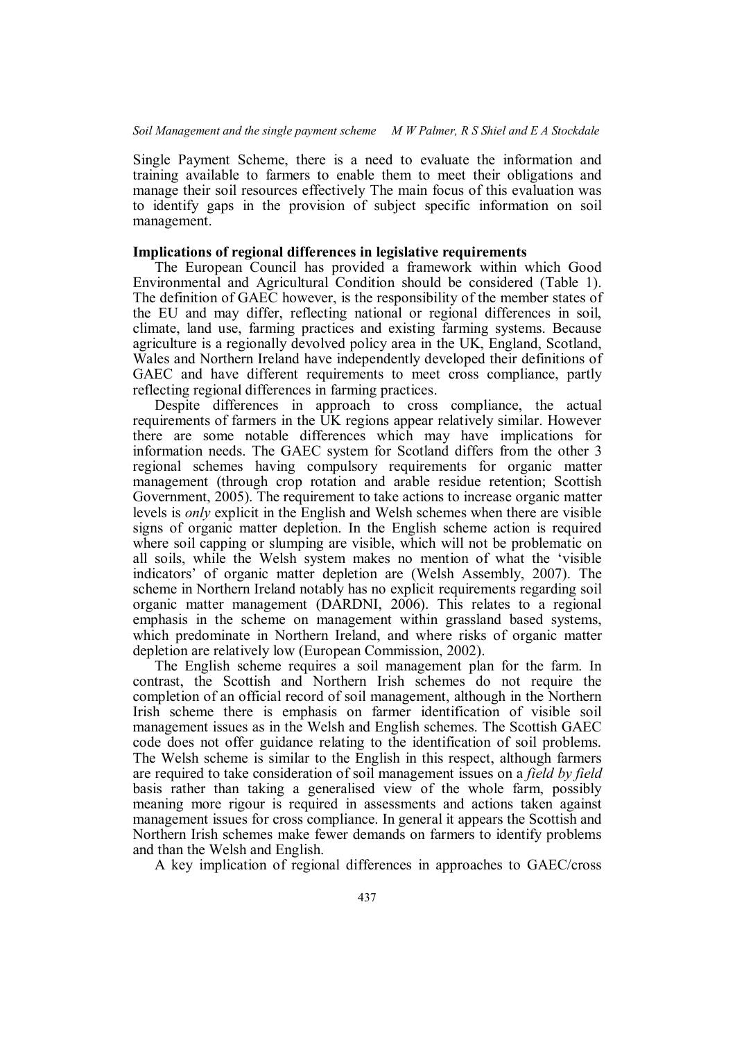Single Payment Scheme, there is a need to evaluate the information and training available to farmers to enable them to meet their obligations and manage their soil resources effectively The main focus of this evaluation was to identify gaps in the provision of subject specific information on soil management.

**Implications of regional differences in legislative requirements**

The European Council has provided a framework within which Good Environmental and Agricultural Condition should be considered (Table 1). The definition of GAEC however, is the responsibility of the member states of the EU and may differ, reflecting national or regional differences in soil, climate, land use, farming practices and existing farming systems. Because agriculture is a regionally devolved policy area in the UK, England, Scotland, Wales and Northern Ireland have independently developed their definitions of GAEC and have different requirements to meet cross compliance, partly reflecting regional differences in farming practices.

Despite differences in approach to cross compliance, the actual requirements of farmers in the UK regions appear relatively similar. However there are some notable differences which may have implications for information needs. The GAEC system for Scotland differs from the other 3 regional schemes having compulsory requirements for organic matter management (through crop rotation and arable residue retention; Scottish Government, 2005). The requirement to take actions to increase organic matter levels is *only* explicit in the English and Welsh schemes when there are visible signs of organic matter depletion. In the English scheme action is required where soil capping or slumping are visible, which will not be problematic on all soils, while the Welsh system makes no mention of what the 'visible indicators' of organic matter depletion are (Welsh Assembly, 2007). The scheme in Northern Ireland notably has no explicit requirements regarding soil organic matter management (DARDNI, 2006). This relates to a regional emphasis in the scheme on management within grassland based systems, which predominate in Northern Ireland, and where risks of organic matter depletion are relatively low (European Commission, 2002).

The English scheme requires a soil management plan for the farm. In contrast, the Scottish and Northern Irish schemes do not require the completion of an official record of soil management, although in the Northern Irish scheme there is emphasis on farmer identification of visible soil management issues as in the Welsh and English schemes. The Scottish GAEC code does not offer guidance relating to the identification of soil problems. The Welsh scheme is similar to the English in this respect, although farmers are required to take consideration of soil management issues on a *field by field* basis rather than taking a generalised view of the whole farm, possibly meaning more rigour is required in assessments and actions taken against management issues for cross compliance. In general it appears the Scottish and Northern Irish schemes make fewer demands on farmers to identify problems and than the Welsh and English.

A key implication of regional differences in approaches to GAEC/cross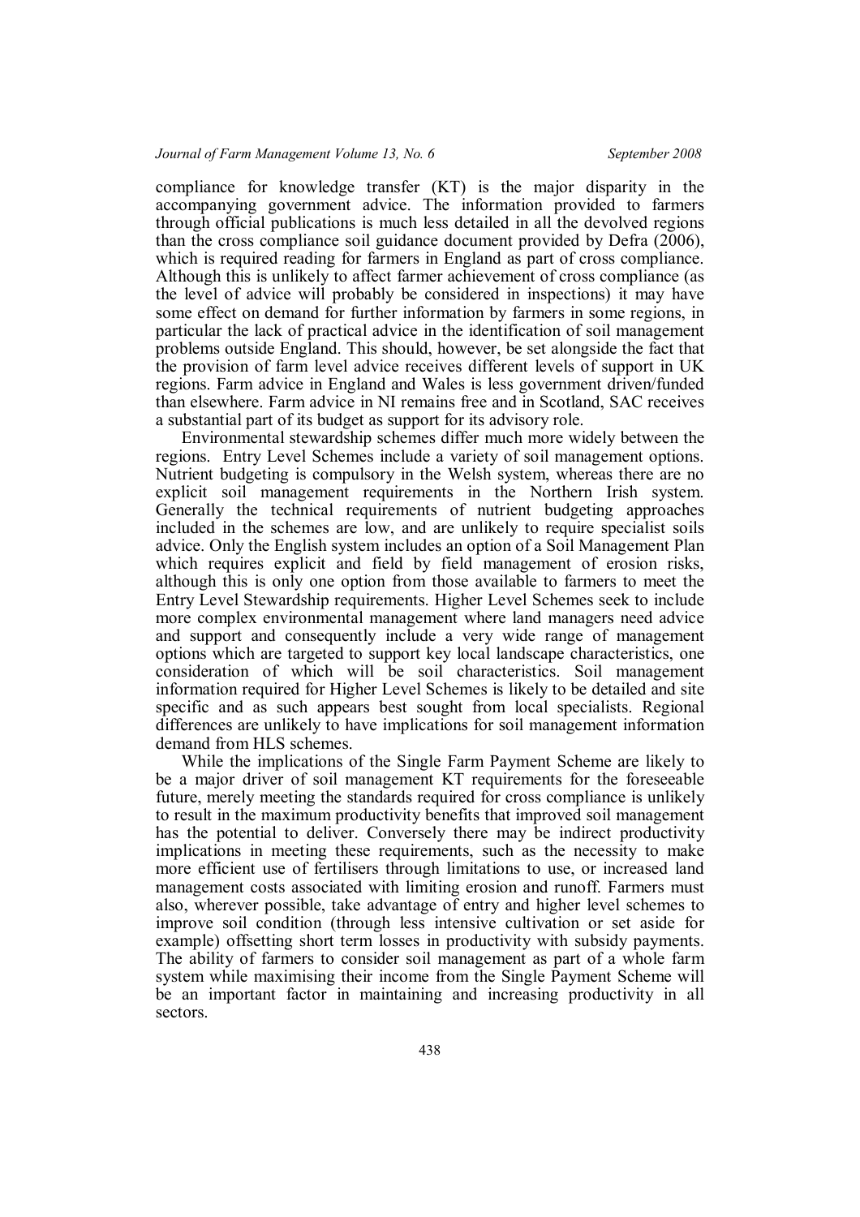compliance for knowledge transfer (KT) is the major disparity in the accompanying government advice. The information provided to farmers through official publications is much less detailed in all the devolved regions than the cross compliance soil guidance document provided by Defra (2006), which is required reading for farmers in England as part of cross compliance. Although this is unlikely to affect farmer achievement of cross compliance (as the level of advice will probably be considered in inspections) it may have some effect on demand for further information by farmers in some regions, in particular the lack of practical advice in the identification of soil management problems outside England. This should, however, be set alongside the fact that the provision of farm level advice receives different levels of support in UK regions. Farm advice in England and Wales is less government driven/funded than elsewhere. Farm advice in NI remains free and in Scotland, SAC receives a substantial part of its budget as support for its advisory role.

Environmental stewardship schemes differ much more widely between the regions. Entry Level Schemes include a variety of soil management options. Nutrient budgeting is compulsory in the Welsh system, whereas there are no explicit soil management requirements in the Northern Irish system. Generally the technical requirements of nutrient budgeting approaches included in the schemes are low, and are unlikely to require specialist soils advice. Only the English system includes an option of a Soil Management Plan which requires explicit and field by field management of erosion risks, although this is only one option from those available to farmers to meet the Entry Level Stewardship requirements. Higher Level Schemes seek to include more complex environmental management where land managers need advice and support and consequently include a very wide range of management options which are targeted to support key local landscape characteristics, one consideration of which will be soil characteristics. Soil management information required for Higher Level Schemes is likely to be detailed and site specific and as such appears best sought from local specialists. Regional differences are unlikely to have implications for soil management information demand from HLS schemes.

While the implications of the Single Farm Payment Scheme are likely to be a major driver of soil management KT requirements for the foreseeable future, merely meeting the standards required for cross compliance is unlikely to result in the maximum productivity benefits that improved soil management has the potential to deliver. Conversely there may be indirect productivity implications in meeting these requirements, such as the necessity to make more efficient use of fertilisers through limitations to use, or increased land management costs associated with limiting erosion and runoff. Farmers must also, wherever possible, take advantage of entry and higher level schemes to improve soil condition (through less intensive cultivation or set aside for example) offsetting short term losses in productivity with subsidy payments. The ability of farmers to consider soil management as part of a whole farm system while maximising their income from the Single Payment Scheme will be an important factor in maintaining and increasing productivity in all sectors.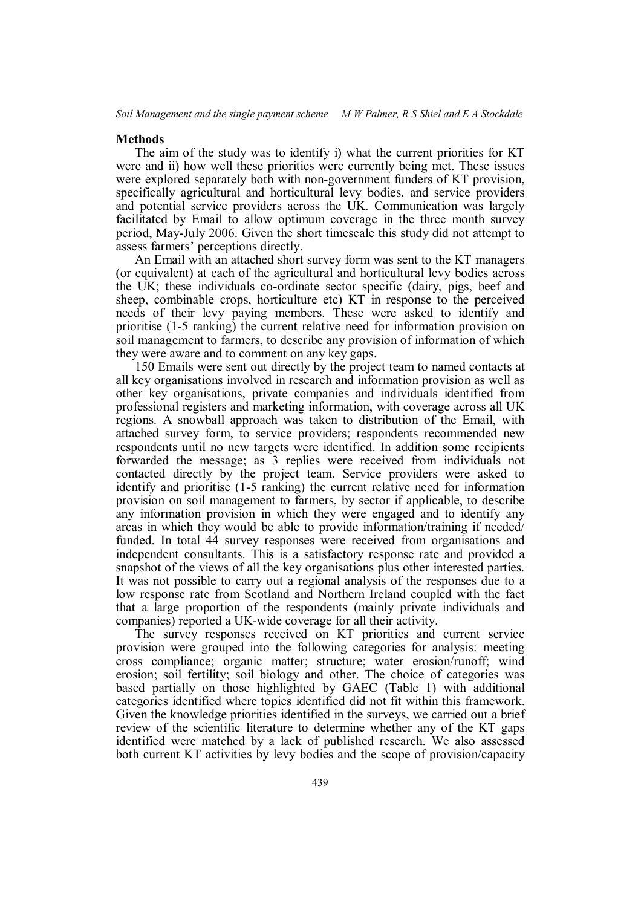## Methods

The aim of the study was to identify i) what the current priorities for KT were and ii) how well these priorities were currently being met. These issues were explored separately both with non-government funders of KT provision, specifically agricultural and horticultural levy bodies, and service providers and potential service providers across the UK. Communication was largely facilitated by Email to allow optimum coverage in the three month survey period, May-July 2006. Given the short timescale this study did not attempt to assess farmers' perceptions directly.

An Email with an attached short survey form was sent to the KT managers (or equivalent) at each of the agricultural and horticultural levy bodies across the UK; these individuals co-ordinate sector specific (dairy, pigs, beef and sheep, combinable crops, horticulture etc) KT in response to the perceived needs of their levy paying members. These were asked to identify and prioritise (1-5 ranking) the current relative need for information provision on soil management to farmers, to describe any provision of information of which they were aware and to comment on any key gaps.

150 Emails were sent out directly by the project team to named contacts at all key organisations involved in research and information provision as well as other key organisations, private companies and individuals identified from professional registers and marketing information, with coverage across all UK regions. A snowball approach was taken to distribution of the Email, with attached survey form, to service providers; respondents recommended new respondents until no new targets were identified. In addition some recipients forwarded the message; as 3 replies were received from individuals not contacted directly by the project team. Service providers were asked to identify and prioritise (1-5 ranking) the current relative need for information provision on soil management to farmers, by sector if applicable, to describe any information provision in which they were engaged and to identify any areas in which they would be able to provide information/training if needed/ funded. In total 44 survey responses were received from organisations and independent consultants. This is a satisfactory response rate and provided a snapshot of the views of all the key organisations plus other interested parties. It was not possible to carry out a regional analysis of the responses due to a low response rate from Scotland and Northern Ireland coupled with the fact that a large proportion of the respondents (mainly private individuals and companies) reported a UK-wide coverage for all their activity.

The survey responses received on KT priorities and current service provision were grouped into the following categories for analysis: meeting cross compliance; organic matter; structure; water erosion/runoff; wind erosion; soil fertility; soil biology and other. The choice of categories was based partially on those highlighted by GAEC (Table 1) with additional categories identified where topics identified did not fit within this framework. Given the knowledge priorities identified in the surveys, we carried out a brief review of the scientific literature to determine whether any of the KT gaps identified were matched by a lack of published research. We also assessed both current KT activities by levy bodies and the scope of provision/capacity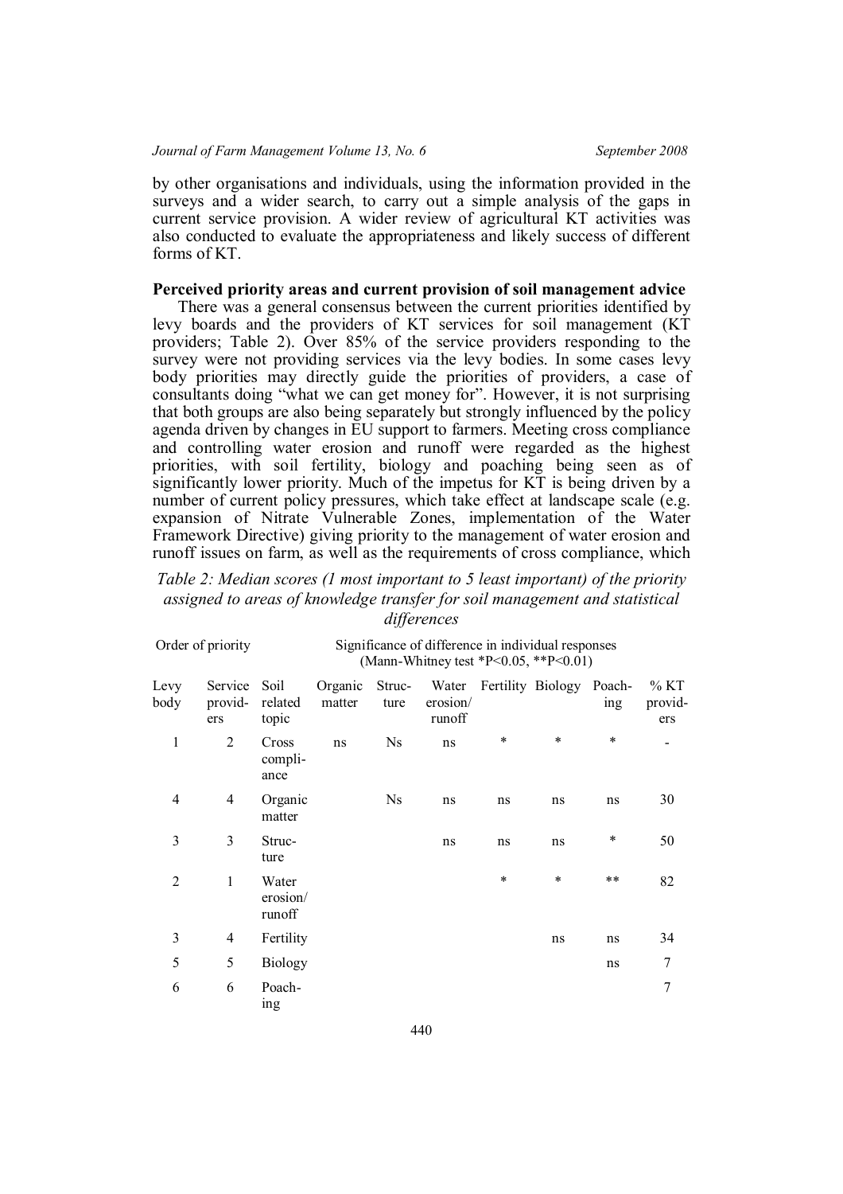by other organisations and individuals, using the information provided in the surveys and a wider search, to carry out a simple analysis of the gaps in current service provision. A wider review of agricultural KT activities was also conducted to evaluate the appropriateness and likely success of different forms of KT.

**Perceived priority areas and current provision of soil management advice**

There was a general consensus between the current priorities identified by levy boards and the providers of KT services for soil management (KT providers; Table 2). Over 85% of the service providers responding to the survey were not providing services via the levy bodies. In some cases levy body priorities may directly guide the priorities of providers, a case of consultants doing "what we can get money for". However, it is not surprising that both groups are also being separately but strongly influenced by the policy agenda driven by changes in EU support to farmers. Meeting cross compliance and controlling water erosion and runoff were regarded as the highest priorities, with soil fertility, biology and poaching being seen as of significantly lower priority. Much of the impetus for KT is being driven by a number of current policy pressures, which take effect at landscape scale (e.g. expansion of Nitrate Vulnerable Zones, implementation of the Water Framework Directive) giving priority to the management of water erosion and runoff issues on farm, as well as the requirements of cross compliance, which

*Table 2: Median scores (1 most important to 5 least important) of the priority assigned to areas of knowledge transfer for soil management and statistical differences*

| Order of priority | | | Significance of difference in individual responses (Mann-Whitney test *P<0.05, **P<0.01) | | | | | | | |
|---|---|---|---|---|---|---|---|---|---|
| Levy body | Service providers | Soil related topic | Organic matter | Structure | Water erosion/ runoff | Fertility | Biology | Poaching | % KT providers |
| 1 | 2 | Cross compliance | ns | Ns | ns | * | * | * | - |
| 4 | 4 | Organic matter | | Ns | ns | ns | ns | ns | 30 |
| 3 | 3 | Structure | | | ns | ns | ns | * | 50 |
| 2 | 1 | Water erosion/ runoff | | | | * | * | ** | 82 |
| 3 | 4 | Fertility | | | | | ns | ns | 34 |
| 5 | 5 | Biology | | | | | | ns | 7 |
| 6 | 6 | Poaching | | | | | | | 7 |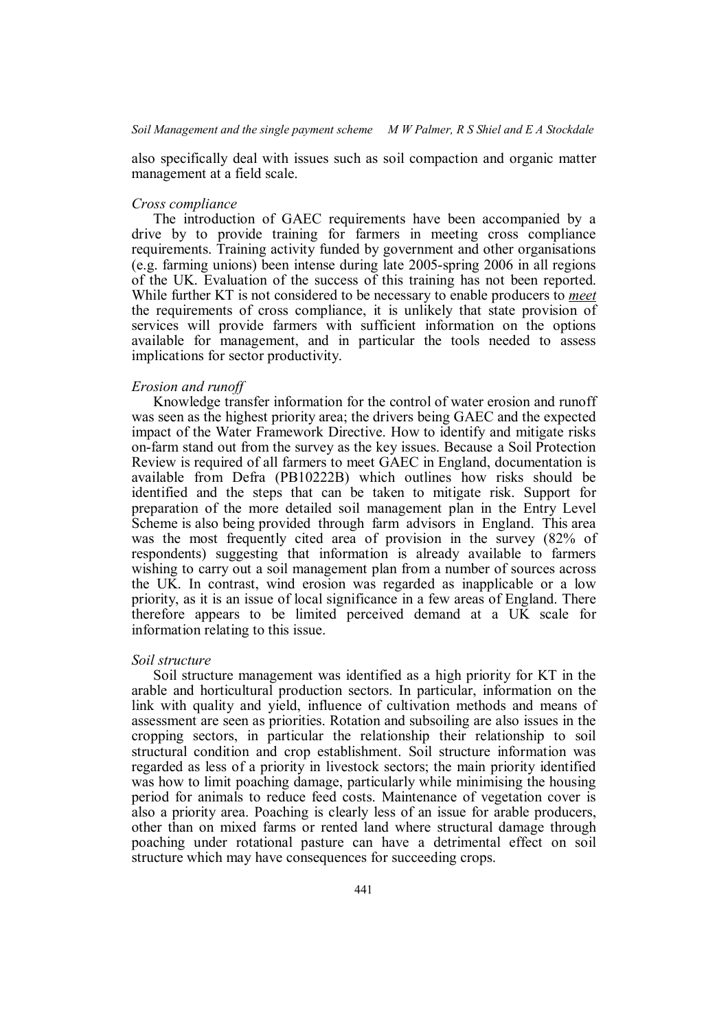also specifically deal with issues such as soil compaction and organic matter management at a field scale.

### *Cross compliance*

The introduction of GAEC requirements have been accompanied by a drive by to provide training for farmers in meeting cross compliance requirements. Training activity funded by government and other organisations (e.g. farming unions) been intense during late 2005-spring 2006 in all regions of the UK. Evaluation of the success of this training has not been reported. While further KT is not considered to be necessary to enable producers to *meet* the requirements of cross compliance, it is unlikely that state provision of services will provide farmers with sufficient information on the options available for management, and in particular the tools needed to assess implications for sector productivity.

### *Erosion and runoff*

Knowledge transfer information for the control of water erosion and runoff was seen as the highest priority area; the drivers being GAEC and the expected impact of the Water Framework Directive. How to identify and mitigate risks on-farm stand out from the survey as the key issues. Because a Soil Protection Review is required of all farmers to meet GAEC in England, documentation is available from Defra (PB10222B) which outlines how risks should be identified and the steps that can be taken to mitigate risk. Support for preparation of the more detailed soil management plan in the Entry Level Scheme is also being provided through farm advisors in England. This area was the most frequently cited area of provision in the survey (82% of respondents) suggesting that information is already available to farmers wishing to carry out a soil management plan from a number of sources across the UK. In contrast, wind erosion was regarded as inapplicable or a low priority, as it is an issue of local significance in a few areas of England. There therefore appears to be limited perceived demand at a UK scale for information relating to this issue.

### *Soil structure*

Soil structure management was identified as a high priority for KT in the arable and horticultural production sectors. In particular, information on the link with quality and yield, influence of cultivation methods and means of assessment are seen as priorities. Rotation and subsoiling are also issues in the cropping sectors, in particular the relationship their relationship to soil structural condition and crop establishment. Soil structure information was regarded as less of a priority in livestock sectors; the main priority identified was how to limit poaching damage, particularly while minimising the housing period for animals to reduce feed costs. Maintenance of vegetation cover is also a priority area. Poaching is clearly less of an issue for arable producers, other than on mixed farms or rented land where structural damage through poaching under rotational pasture can have a detrimental effect on soil structure which may have consequences for succeeding crops.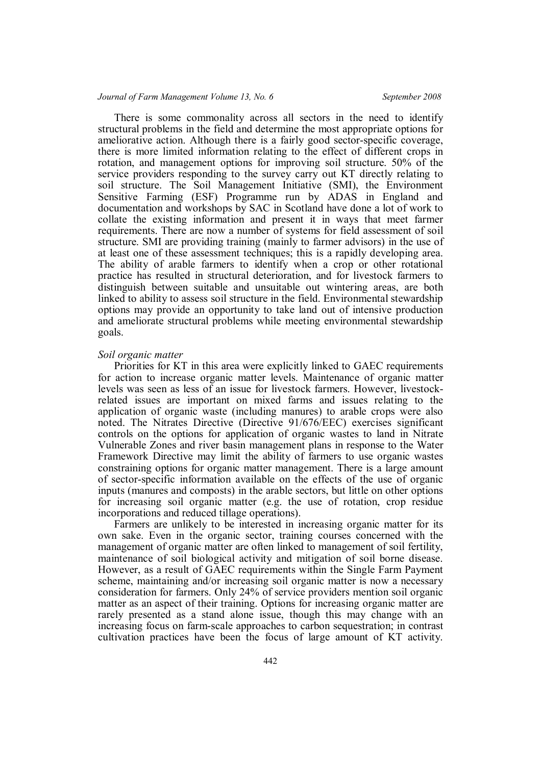There is some commonality across all sectors in the need to identify structural problems in the field and determine the most appropriate options for ameliorative action. Although there is a fairly good sector-specific coverage, there is more limited information relating to the effect of different crops in rotation, and management options for improving soil structure. 50% of the service providers responding to the survey carry out KT directly relating to soil structure. The Soil Management Initiative (SMI), the Environment Sensitive Farming (ESF) Programme run by ADAS in England and documentation and workshops by SAC in Scotland have done a lot of work to collate the existing information and present it in ways that meet farmer requirements. There are now a number of systems for field assessment of soil structure. SMI are providing training (mainly to farmer advisors) in the use of at least one of these assessment techniques; this is a rapidly developing area. The ability of arable farmers to identify when a crop or other rotational practice has resulted in structural deterioration, and for livestock farmers to distinguish between suitable and unsuitable out wintering areas, are both linked to ability to assess soil structure in the field. Environmental stewardship options may provide an opportunity to take land out of intensive production and ameliorate structural problems while meeting environmental stewardship goals.

*Soil organic matter*

Priorities for KT in this area were explicitly linked to GAEC requirements for action to increase organic matter levels. Maintenance of organic matter levels was seen as less of an issue for livestock farmers. However, livestock-related issues are important on mixed farms and issues relating to the application of organic waste (including manures) to arable crops were also noted. The Nitrates Directive (Directive 91/676/EEC) exercises significant controls on the options for application of organic wastes to land in Nitrate Vulnerable Zones and river basin management plans in response to the Water Framework Directive may limit the ability of farmers to use organic wastes constraining options for organic matter management. There is a large amount of sector-specific information available on the effects of the use of organic inputs (manures and composts) in the arable sectors, but little on other options for increasing soil organic matter (e.g. the use of rotation, crop residue incorporations and reduced tillage operations).

Farmers are unlikely to be interested in increasing organic matter for its own sake. Even in the organic sector, training courses concerned with the management of organic matter are often linked to management of soil fertility, maintenance of soil biological activity and mitigation of soil borne disease. However, as a result of GAEC requirements within the Single Farm Payment scheme, maintaining and/or increasing soil organic matter is now a necessary consideration for farmers. Only 24% of service providers mention soil organic matter as an aspect of their training. Options for increasing organic matter are rarely presented as a stand alone issue, though this may change with an increasing focus on farm-scale approaches to carbon sequestration; in contrast cultivation practices have been the focus of large amount of KT activity.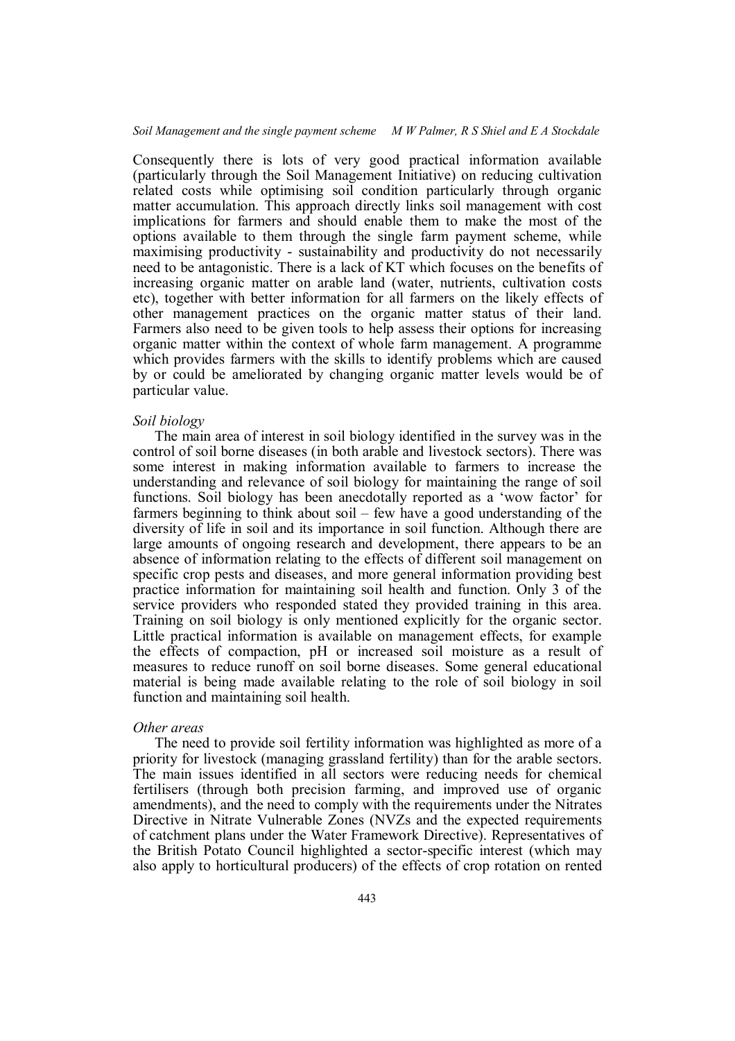Consequently there is lots of very good practical information available (particularly through the Soil Management Initiative) on reducing cultivation related costs while optimising soil condition particularly through organic matter accumulation. This approach directly links soil management with cost implications for farmers and should enable them to make the most of the options available to them through the single farm payment scheme, while maximising productivity - sustainability and productivity do not necessarily need to be antagonistic. There is a lack of KT which focuses on the benefits of increasing organic matter on arable land (water, nutrients, cultivation costs etc), together with better information for all farmers on the likely effects of other management practices on the organic matter status of their land. Farmers also need to be given tools to help assess their options for increasing organic matter within the context of whole farm management. A programme which provides farmers with the skills to identify problems which are caused by or could be ameliorated by changing organic matter levels would be of particular value.

*Soil biology*

The main area of interest in soil biology identified in the survey was in the control of soil borne diseases (in both arable and livestock sectors). There was some interest in making information available to farmers to increase the understanding and relevance of soil biology for maintaining the range of soil functions. Soil biology has been anecdotally reported as a 'wow factor' for farmers beginning to think about soil – few have a good understanding of the diversity of life in soil and its importance in soil function. Although there are large amounts of ongoing research and development, there appears to be an absence of information relating to the effects of different soil management on specific crop pests and diseases, and more general information providing best practice information for maintaining soil health and function. Only 3 of the service providers who responded stated they provided training in this area. Training on soil biology is only mentioned explicitly for the organic sector. Little practical information is available on management effects, for example the effects of compaction, pH or increased soil moisture as a result of measures to reduce runoff on soil borne diseases. Some general educational material is being made available relating to the role of soil biology in soil function and maintaining soil health.

*Other areas*

The need to provide soil fertility information was highlighted as more of a priority for livestock (managing grassland fertility) than for the arable sectors. The main issues identified in all sectors were reducing needs for chemical fertilisers (through both precision farming, and improved use of organic amendments), and the need to comply with the requirements under the Nitrates Directive in Nitrate Vulnerable Zones (NVZs and the expected requirements of catchment plans under the Water Framework Directive). Representatives of the British Potato Council highlighted a sector-specific interest (which may also apply to horticultural producers) of the effects of crop rotation on rented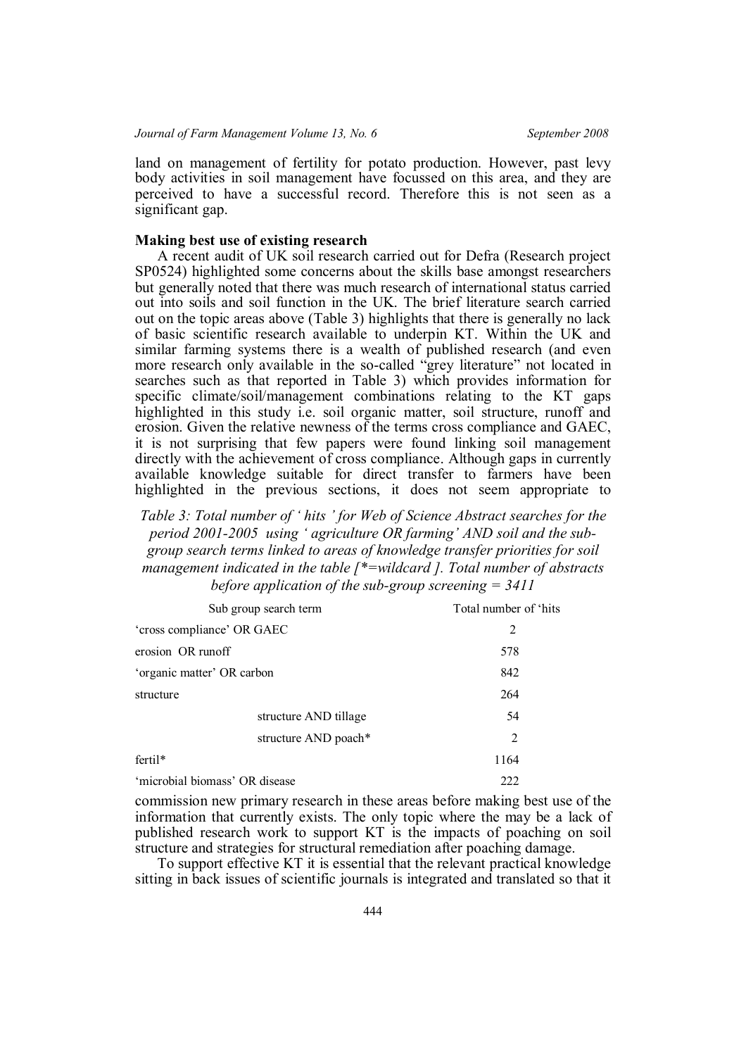land on management of fertility for potato production. However, past levy body activities in soil management have focussed on this area, and they are perceived to have a successful record. Therefore this is not seen as a significant gap.

**Making best use of existing research**

A recent audit of UK soil research carried out for Defra (Research project SP0524) highlighted some concerns about the skills base amongst researchers but generally noted that there was much research of international status carried out into soils and soil function in the UK. The brief literature search carried out on the topic areas above (Table 3) highlights that there is generally no lack of basic scientific research available to underpin KT. Within the UK and similar farming systems there is a wealth of published research (and even more research only available in the so-called "grey literature" not located in searches such as that reported in Table 3) which provides information for specific climate/soil/management combinations relating to the KT gaps highlighted in this study i.e. soil organic matter, soil structure, runoff and erosion. Given the relative newness of the terms cross compliance and GAEC, it is not surprising that few papers were found linking soil management directly with the achievement of cross compliance. Although gaps in currently available knowledge suitable for direct transfer to farmers have been highlighted in the previous sections, it does not seem appropriate to commission new primary research in these areas before making best use of the information that currently exists. The only topic where the may be a lack of published research work to support KT is the impacts of poaching on soil structure and strategies for structural remediation after poaching damage.

*Table 3: Total number of ' hits ' for Web of Science Abstract searches for the period 2001-2005 using ' agriculture OR farming' AND soil and the sub-group search terms linked to areas of knowledge transfer priorities for soil management indicated in the table [*=wildcard ]. Total number of abstracts before application of the sub-group screening = 3411*

| Sub group search term | Total number of 'hits |
|---|---|
| 'cross compliance' OR GAEC | 2 |
| erosion OR runoff | 578 |
| 'organic matter' OR carbon | 842 |
| structure | 264 |
| structure AND tillage | 54 |
| structure AND poach* | 2 |
| fertil* | 1164 |
| 'microbial biomass' OR disease | 222 |

To support effective KT it is essential that the relevant practical knowledge sitting in back issues of scientific journals is integrated and translated so that it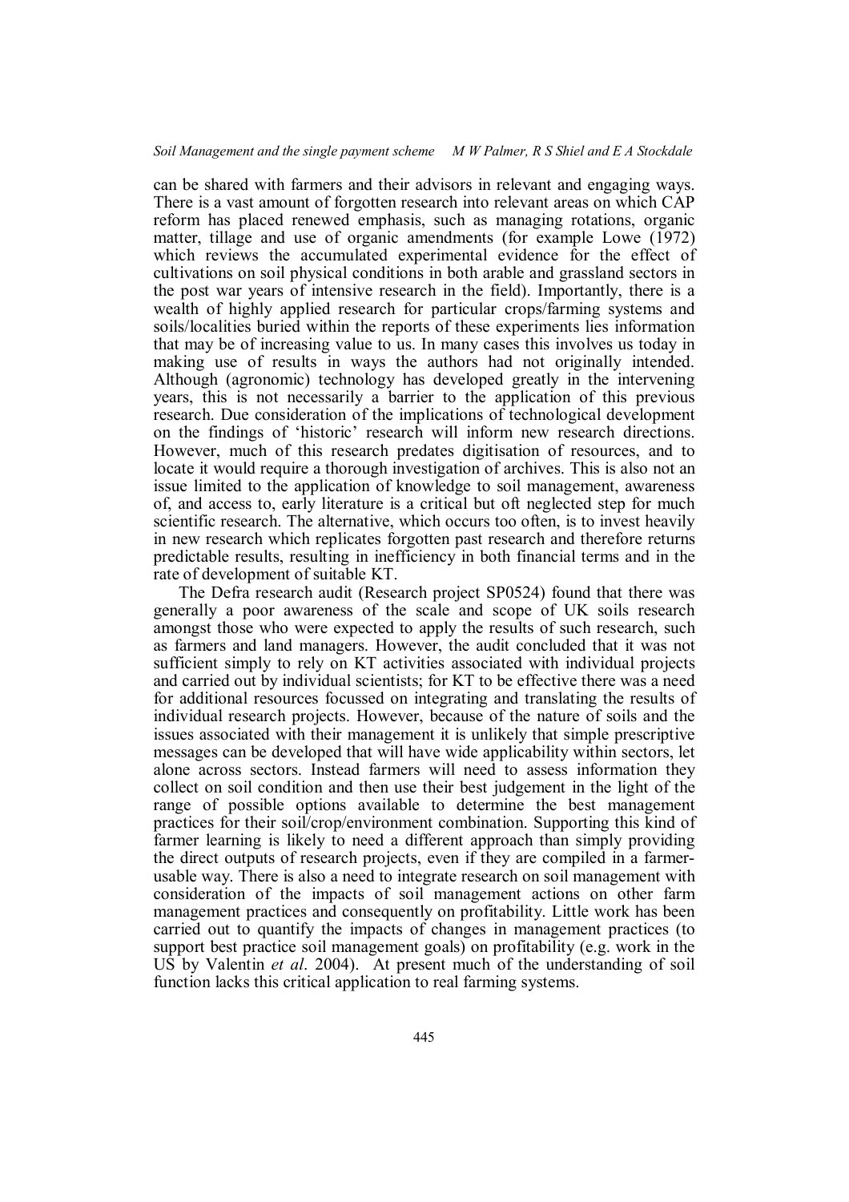can be shared with farmers and their advisors in relevant and engaging ways. There is a vast amount of forgotten research into relevant areas on which CAP reform has placed renewed emphasis, such as managing rotations, organic matter, tillage and use of organic amendments (for example Lowe (1972) which reviews the accumulated experimental evidence for the effect of cultivations on soil physical conditions in both arable and grassland sectors in the post war years of intensive research in the field). Importantly, there is a wealth of highly applied research for particular crops/farming systems and soils/localities buried within the reports of these experiments lies information that may be of increasing value to us. In many cases this involves us today in making use of results in ways the authors had not originally intended. Although (agronomic) technology has developed greatly in the intervening years, this is not necessarily a barrier to the application of this previous research. Due consideration of the implications of technological development on the findings of 'historic' research will inform new research directions. However, much of this research predates digitisation of resources, and to locate it would require a thorough investigation of archives. This is also not an issue limited to the application of knowledge to soil management, awareness of, and access to, early literature is a critical but oft neglected step for much scientific research. The alternative, which occurs too often, is to invest heavily in new research which replicates forgotten past research and therefore returns predictable results, resulting in inefficiency in both financial terms and in the rate of development of suitable KT.

The Defra research audit (Research project SP0524) found that there was generally a poor awareness of the scale and scope of UK soils research amongst those who were expected to apply the results of such research, such as farmers and land managers. However, the audit concluded that it was not sufficient simply to rely on KT activities associated with individual projects and carried out by individual scientists; for KT to be effective there was a need for additional resources focussed on integrating and translating the results of individual research projects. However, because of the nature of soils and the issues associated with their management it is unlikely that simple prescriptive messages can be developed that will have wide applicability within sectors, let alone across sectors. Instead farmers will need to assess information they collect on soil condition and then use their best judgement in the light of the range of possible options available to determine the best management practices for their soil/crop/environment combination. Supporting this kind of farmer learning is likely to need a different approach than simply providing the direct outputs of research projects, even if they are compiled in a farmer-usable way. There is also a need to integrate research on soil management with consideration of the impacts of soil management actions on other farm management practices and consequently on profitability. Little work has been carried out to quantify the impacts of changes in management practices (to support best practice soil management goals) on profitability (e.g. work in the US by Valentin *et al*. 2004). At present much of the understanding of soil function lacks this critical application to real farming systems.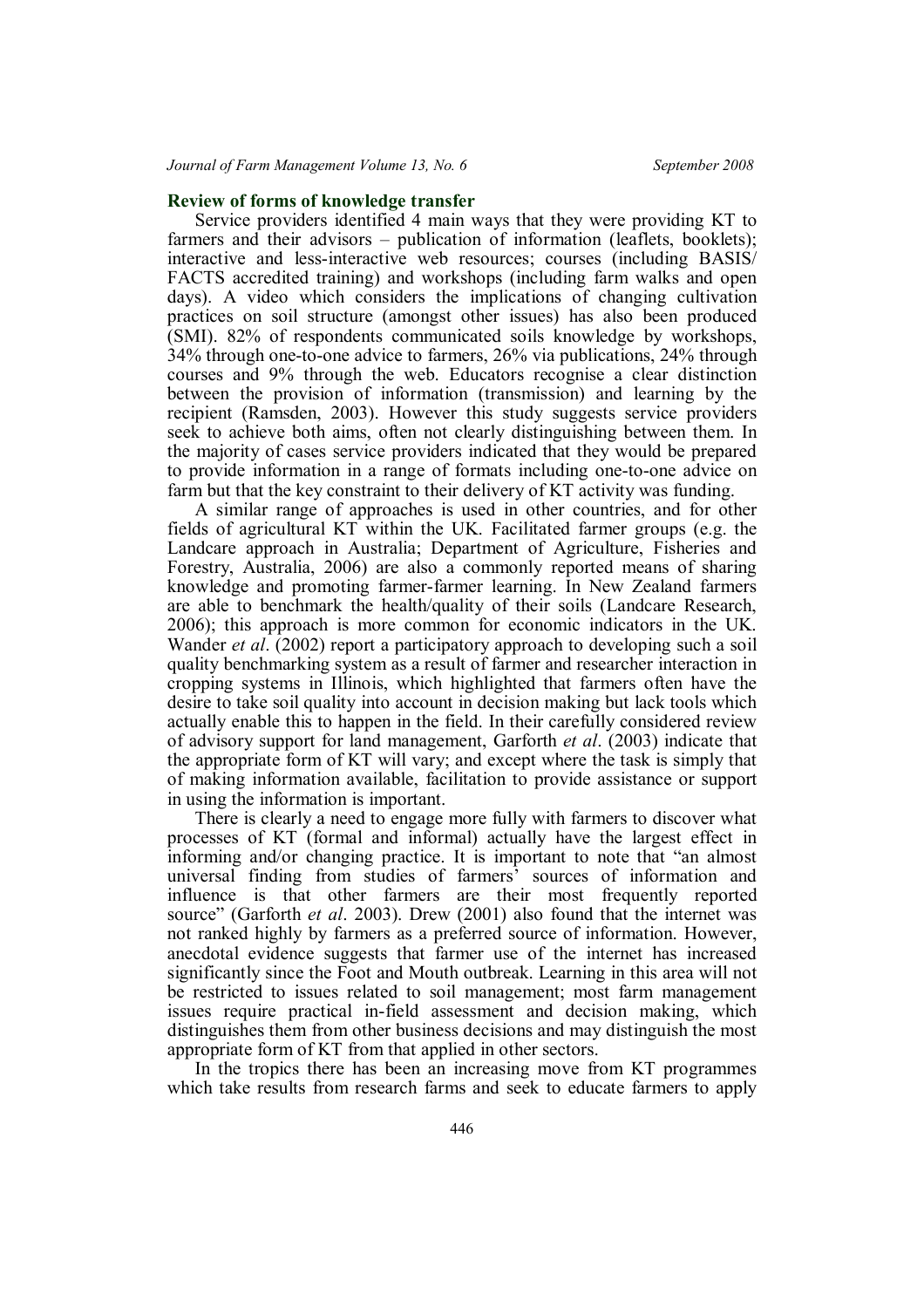### Review of forms of knowledge transfer

Service providers identified 4 main ways that they were providing KT to farmers and their advisors – publication of information (leaflets, booklets); interactive and less-interactive web resources; courses (including BASIS/ FACTS accredited training) and workshops (including farm walks and open days). A video which considers the implications of changing cultivation practices on soil structure (amongst other issues) has also been produced (SMI). 82% of respondents communicated soils knowledge by workshops, 34% through one-to-one advice to farmers, 26% via publications, 24% through courses and 9% through the web. Educators recognise a clear distinction between the provision of information (transmission) and learning by the recipient (Ramsden, 2003). However this study suggests service providers seek to achieve both aims, often not clearly distinguishing between them. In the majority of cases service providers indicated that they would be prepared to provide information in a range of formats including one-to-one advice on farm but that the key constraint to their delivery of KT activity was funding.

A similar range of approaches is used in other countries, and for other fields of agricultural KT within the UK. Facilitated farmer groups (e.g. the Landcare approach in Australia; Department of Agriculture, Fisheries and Forestry, Australia, 2006) are also a commonly reported means of sharing knowledge and promoting farmer-farmer learning. In New Zealand farmers are able to benchmark the health/quality of their soils (Landcare Research, 2006); this approach is more common for economic indicators in the UK. Wander *et al*. (2002) report a participatory approach to developing such a soil quality benchmarking system as a result of farmer and researcher interaction in cropping systems in Illinois, which highlighted that farmers often have the desire to take soil quality into account in decision making but lack tools which actually enable this to happen in the field. In their carefully considered review of advisory support for land management, Garforth *et al*. (2003) indicate that the appropriate form of KT will vary; and except where the task is simply that of making information available, facilitation to provide assistance or support in using the information is important.

There is clearly a need to engage more fully with farmers to discover what processes of KT (formal and informal) actually have the largest effect in informing and/or changing practice. It is important to note that "an almost universal finding from studies of farmers' sources of information and influence is that other farmers are their most frequently reported source" (Garforth *et al*. 2003). Drew (2001) also found that the internet was not ranked highly by farmers as a preferred source of information. However, anecdotal evidence suggests that farmer use of the internet has increased significantly since the Foot and Mouth outbreak. Learning in this area will not be restricted to issues related to soil management; most farm management issues require practical in-field assessment and decision making, which distinguishes them from other business decisions and may distinguish the most appropriate form of KT from that applied in other sectors.

In the tropics there has been an increasing move from KT programmes which take results from research farms and seek to educate farmers to apply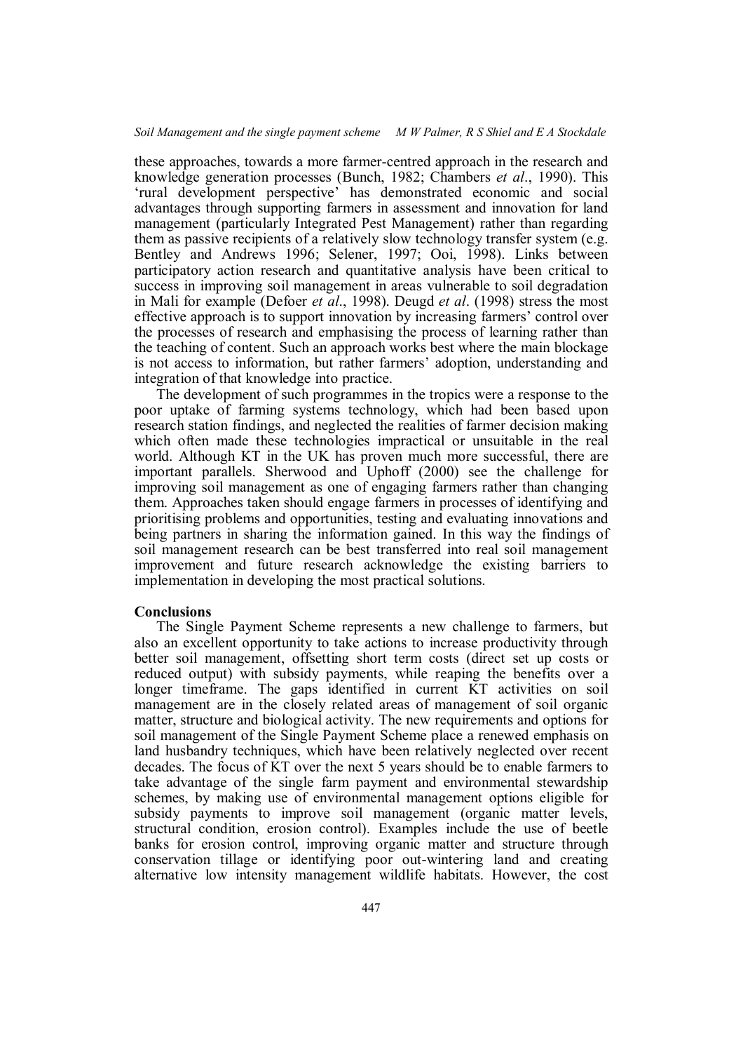these approaches, towards a more farmer-centred approach in the research and knowledge generation processes (Bunch, 1982; Chambers *et al*., 1990). This 'rural development perspective' has demonstrated economic and social advantages through supporting farmers in assessment and innovation for land management (particularly Integrated Pest Management) rather than regarding them as passive recipients of a relatively slow technology transfer system (e.g. Bentley and Andrews 1996; Selener, 1997; Ooi, 1998). Links between participatory action research and quantitative analysis have been critical to success in improving soil management in areas vulnerable to soil degradation in Mali for example (Defoer *et al*., 1998). Deugd *et al*. (1998) stress the most effective approach is to support innovation by increasing farmers' control over the processes of research and emphasising the process of learning rather than the teaching of content. Such an approach works best where the main blockage is not access to information, but rather farmers' adoption, understanding and integration of that knowledge into practice.

The development of such programmes in the tropics were a response to the poor uptake of farming systems technology, which had been based upon research station findings, and neglected the realities of farmer decision making which often made these technologies impractical or unsuitable in the real world. Although KT in the UK has proven much more successful, there are important parallels. Sherwood and Uphoff (2000) see the challenge for improving soil management as one of engaging farmers rather than changing them. Approaches taken should engage farmers in processes of identifying and prioritising problems and opportunities, testing and evaluating innovations and being partners in sharing the information gained. In this way the findings of soil management research can be best transferred into real soil management improvement and future research acknowledge the existing barriers to implementation in developing the most practical solutions.

**Conclusions**

The Single Payment Scheme represents a new challenge to farmers, but also an excellent opportunity to take actions to increase productivity through better soil management, offsetting short term costs (direct set up costs or reduced output) with subsidy payments, while reaping the benefits over a longer timeframe. The gaps identified in current KT activities on soil management are in the closely related areas of management of soil organic matter, structure and biological activity. The new requirements and options for soil management of the Single Payment Scheme place a renewed emphasis on land husbandry techniques, which have been relatively neglected over recent decades. The focus of KT over the next 5 years should be to enable farmers to take advantage of the single farm payment and environmental stewardship schemes, by making use of environmental management options eligible for subsidy payments to improve soil management (organic matter levels, structural condition, erosion control). Examples include the use of beetle banks for erosion control, improving organic matter and structure through conservation tillage or identifying poor out-wintering land and creating alternative low intensity management wildlife habitats. However, the cost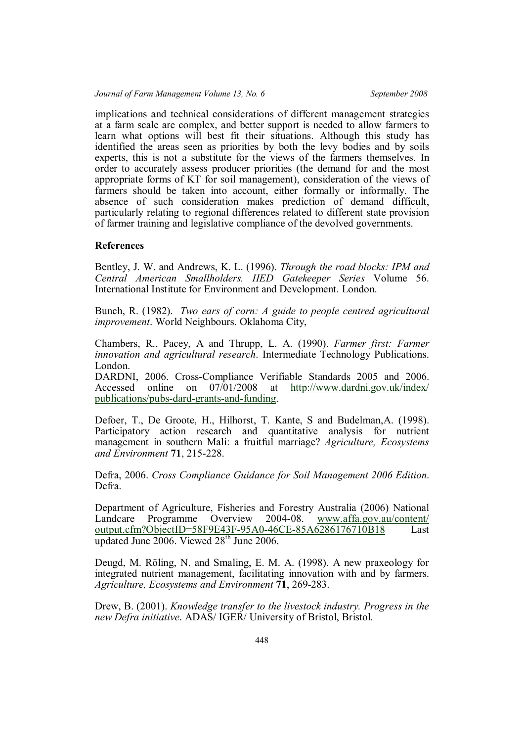implications and technical considerations of different management strategies at a farm scale are complex, and better support is needed to allow farmers to learn what options will best fit their situations. Although this study has identified the areas seen as priorities by both the levy bodies and by soils experts, this is not a substitute for the views of the farmers themselves. In order to accurately assess producer priorities (the demand for and the most appropriate forms of KT for soil management), consideration of the views of farmers should be taken into account, either formally or informally. The absence of such consideration makes prediction of demand difficult, particularly relating to regional differences related to different state provision of farmer training and legislative compliance of the devolved governments.

## References

Bentley, J. W. and Andrews, K. L. (1996). *Through the road blocks: IPM and Central American Smallholders. IIED Gatekeeper Series* Volume 56. International Institute for Environment and Development. London.

Bunch, R. (1982). *Two ears of corn: A guide to people centred agricultural improvement*. World Neighbours. Oklahoma City,

Chambers, R., Pacey, A and Thrupp, L. A. (1990). *Farmer first: Farmer innovation and agricultural research*. Intermediate Technology Publications. London.

DARDNI, 2006. Cross-Compliance Verifiable Standards 2005 and 2006. Accessed online on 07/01/2008 at http://www.dardni.gov.uk/index/publications/pubs-dard-grants-and-funding.

Defoer, T., De Groote, H., Hilhorst, T. Kante, S and Budelman,A. (1998). Participatory action research and quantitative analysis for nutrient management in southern Mali: a fruitful marriage? *Agriculture, Ecosystems and Environment* **71**, 215-228.

Defra, 2006. *Cross Compliance Guidance for Soil Management 2006 Edition*. Defra.

Department of Agriculture, Fisheries and Forestry Australia (2006) National Landcare Programme Overview 2004-08. www.affa.gov.au/content/output.cfm?ObjectID=58F9E43F-95A0-46CE-85A6286176710B18 Last updated June 2006. Viewed 28th June 2006.

Deugd, M. Röling, N. and Smaling, E. M. A. (1998). A new praxeology for integrated nutrient management, facilitating innovation with and by farmers. *Agriculture, Ecosystems and Environment* **71**, 269-283.

Drew, B. (2001). *Knowledge transfer to the livestock industry. Progress in the new Defra initiative*. ADAS/ IGER/ University of Bristol, Bristol.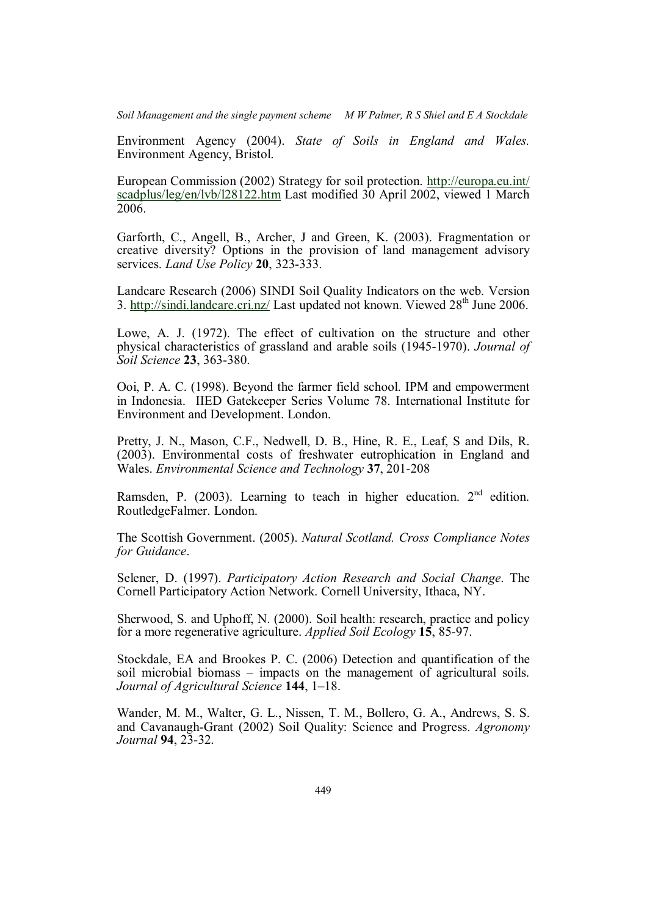Environment Agency (2004). *State of Soils in England and Wales.* Environment Agency, Bristol.

European Commission (2002) Strategy for soil protection. http://europa.eu.int/scadplus/leg/en/lvb/l28122.htm Last modified 30 April 2002, viewed 1 March 2006.

Garforth, C., Angell, B., Archer, J and Green, K. (2003). Fragmentation or creative diversity? Options in the provision of land management advisory services. *Land Use Policy* **20**, 323-333.

Landcare Research (2006) SINDI Soil Quality Indicators on the web. Version 3. http://sindi.landcare.cri.nz/ Last updated not known. Viewed 28th June 2006.

Lowe, A. J. (1972). The effect of cultivation on the structure and other physical characteristics of grassland and arable soils (1945-1970). *Journal of Soil Science* **23**, 363-380.

Ooi, P. A. C. (1998). Beyond the farmer field school. IPM and empowerment in Indonesia. IIED Gatekeeper Series Volume 78. International Institute for Environment and Development. London.

Pretty, J. N., Mason, C.F., Nedwell, D. B., Hine, R. E., Leaf, S and Dils, R. (2003). Environmental costs of freshwater eutrophication in England and Wales. *Environmental Science and Technology* **37**, 201-208

Ramsden, P. (2003). Learning to teach in higher education. 2nd edition. RoutledgeFalmer. London.

The Scottish Government. (2005). *Natural Scotland. Cross Compliance Notes for Guidance*.

Selener, D. (1997). *Participatory Action Research and Social Change*. The Cornell Participatory Action Network. Cornell University, Ithaca, NY.

Sherwood, S. and Uphoff, N. (2000). Soil health: research, practice and policy for a more regenerative agriculture. *Applied Soil Ecology* **15**, 85-97.

Stockdale, EA and Brookes P. C. (2006) Detection and quantification of the soil microbial biomass – impacts on the management of agricultural soils. *Journal of Agricultural Science* **144**, 1–18.

Wander, M. M., Walter, G. L., Nissen, T. M., Bollero, G. A., Andrews, S. S. and Cavanaugh-Grant (2002) Soil Quality: Science and Progress. *Agronomy Journal* **94**, 23-32.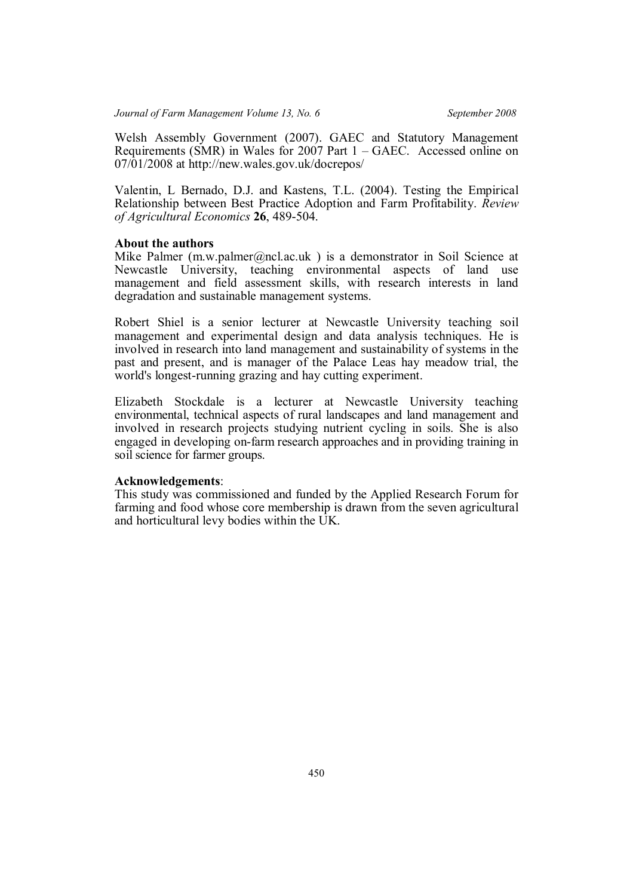Welsh Assembly Government (2007). GAEC and Statutory Management Requirements (SMR) in Wales for 2007 Part 1 – GAEC. Accessed online on 07/01/2008 at http://new.wales.gov.uk/docrepos/

Valentin, L Bernado, D.J. and Kastens, T.L. (2004). Testing the Empirical Relationship between Best Practice Adoption and Farm Profitability. *Review of Agricultural Economics* **26**, 489-504.

**About the authors**

Mike Palmer (m.w.palmer@ncl.ac.uk ) is a demonstrator in Soil Science at Newcastle University, teaching environmental aspects of land use management and field assessment skills, with research interests in land degradation and sustainable management systems.

Robert Shiel is a senior lecturer at Newcastle University teaching soil management and experimental design and data analysis techniques. He is involved in research into land management and sustainability of systems in the past and present, and is manager of the Palace Leas hay meadow trial, the world's longest-running grazing and hay cutting experiment.

Elizabeth Stockdale is a lecturer at Newcastle University teaching environmental, technical aspects of rural landscapes and land management and involved in research projects studying nutrient cycling in soils. She is also engaged in developing on-farm research approaches and in providing training in soil science for farmer groups.

**Acknowledgements**:

This study was commissioned and funded by the Applied Research Forum for farming and food whose core membership is drawn from the seven agricultural and horticultural levy bodies within the UK.